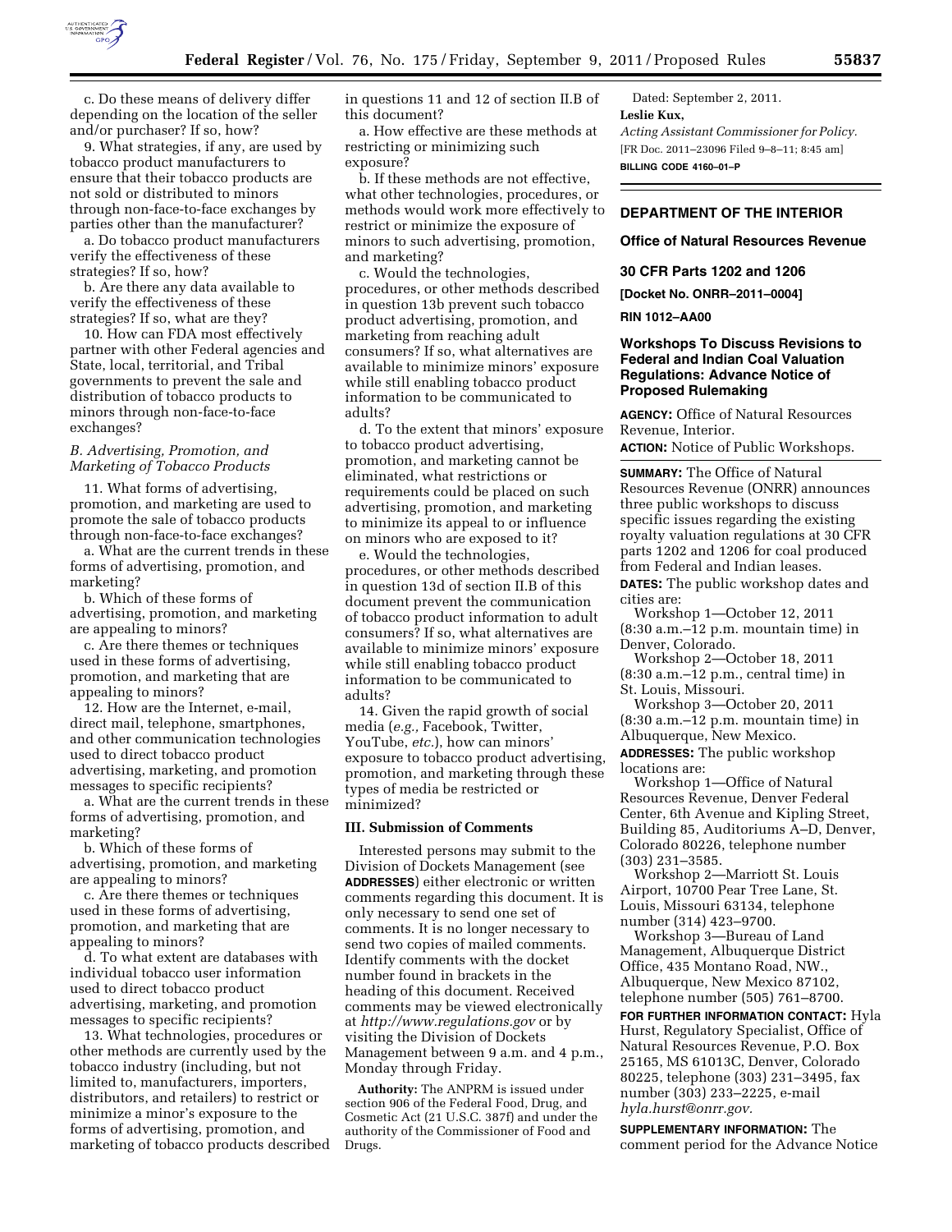c. Do these means of delivery differ depending on the location of the seller and/or purchaser? If so, how?

9. What strategies, if any, are used by tobacco product manufacturers to ensure that their tobacco products are not sold or distributed to minors through non-face-to-face exchanges by parties other than the manufacturer?

a. Do tobacco product manufacturers verify the effectiveness of these strategies? If so, how?

b. Are there any data available to verify the effectiveness of these strategies? If so, what are they?

10. How can FDA most effectively partner with other Federal agencies and State, local, territorial, and Tribal governments to prevent the sale and distribution of tobacco products to minors through non-face-to-face exchanges?

### *B. Advertising, Promotion, and Marketing of Tobacco Products*

11. What forms of advertising, promotion, and marketing are used to promote the sale of tobacco products through non-face-to-face exchanges?

a. What are the current trends in these forms of advertising, promotion, and marketing?

b. Which of these forms of advertising, promotion, and marketing are appealing to minors?

c. Are there themes or techniques used in these forms of advertising, promotion, and marketing that are appealing to minors?

12. How are the Internet, e-mail, direct mail, telephone, smartphones, and other communication technologies used to direct tobacco product advertising, marketing, and promotion messages to specific recipients?

a. What are the current trends in these forms of advertising, promotion, and marketing?

b. Which of these forms of advertising, promotion, and marketing are appealing to minors?

c. Are there themes or techniques used in these forms of advertising, promotion, and marketing that are appealing to minors?

d. To what extent are databases with individual tobacco user information used to direct tobacco product advertising, marketing, and promotion messages to specific recipients?

13. What technologies, procedures or other methods are currently used by the tobacco industry (including, but not limited to, manufacturers, importers, distributors, and retailers) to restrict or minimize a minor's exposure to the forms of advertising, promotion, and marketing of tobacco products described in questions 11 and 12 of section II.B of this document?

a. How effective are these methods at restricting or minimizing such exposure?

b. If these methods are not effective, what other technologies, procedures, or methods would work more effectively to restrict or minimize the exposure of minors to such advertising, promotion, and marketing?

c. Would the technologies, procedures, or other methods described in question 13b prevent such tobacco product advertising, promotion, and marketing from reaching adult consumers? If so, what alternatives are available to minimize minors' exposure while still enabling tobacco product information to be communicated to adults?

d. To the extent that minors' exposure to tobacco product advertising, promotion, and marketing cannot be eliminated, what restrictions or requirements could be placed on such advertising, promotion, and marketing to minimize its appeal to or influence on minors who are exposed to it?

e. Would the technologies, procedures, or other methods described in question 13d of section II.B of this document prevent the communication of tobacco product information to adult consumers? If so, what alternatives are available to minimize minors' exposure while still enabling tobacco product information to be communicated to adults?

14. Given the rapid growth of social media (*e.g.,* Facebook, Twitter, YouTube, *etc.*), how can minors' exposure to tobacco product advertising, promotion, and marketing through these types of media be restricted or minimized?

## III. Submission of Comments

Interested persons may submit to the Division of Dockets Management (see **ADDRESSES**) either electronic or written comments regarding this document. It is only necessary to send one set of comments. It is no longer necessary to send two copies of mailed comments. Identify comments with the docket number found in brackets in the heading of this document. Received comments may be viewed electronically at *http://www.regulations.gov* or by visiting the Division of Dockets Management between 9 a.m. and 4 p.m., Monday through Friday.

**Authority:** The ANPRM is issued under section 906 of the Federal Food, Drug, and Cosmetic Act (21 U.S.C. 387f) and under the authority of the Commissioner of Food and Drugs.

Dated: September 2, 2011.

**Leslie Kux,**

*Acting Assistant Commissioner for Policy.*

[FR Doc. 2011–23096 Filed 9–8–11; 8:45 am]

**BILLING CODE 4160–01–P**

---

## DEPARTMENT OF THE INTERIOR

## Office of Natural Resources Revenue

## 30 CFR Parts 1202 and 1206

**[Docket No. ONRR–2011–0004]**

**RIN 1012–AA00**

## Workshops To Discuss Revisions to Federal and Indian Coal Valuation Regulations: Advance Notice of Proposed Rulemaking

**AGENCY:** Office of Natural Resources Revenue, Interior.

**ACTION:** Notice of Public Workshops.

**SUMMARY:** The Office of Natural Resources Revenue (ONRR) announces three public workshops to discuss specific issues regarding the existing royalty valuation regulations at 30 CFR parts 1202 and 1206 for coal produced from Federal and Indian leases.

**DATES:** The public workshop dates and cities are:

Workshop 1—October 12, 2011 (8:30 a.m.–12 p.m. mountain time) in Denver, Colorado.

Workshop 2—October 18, 2011 (8:30 a.m.–12 p.m., central time) in St. Louis, Missouri.

Workshop 3—October 20, 2011 (8:30 a.m.–12 p.m. mountain time) in Albuquerque, New Mexico.

**ADDRESSES:** The public workshop locations are:

Workshop 1—Office of Natural Resources Revenue, Denver Federal Center, 6th Avenue and Kipling Street, Building 85, Auditoriums A–D, Denver, Colorado 80226, telephone number (303) 231–3585.

Workshop 2—Marriott St. Louis Airport, 10700 Pear Tree Lane, St. Louis, Missouri 63134, telephone number (314) 423–9700.

Workshop 3—Bureau of Land Management, Albuquerque District Office, 435 Montano Road, NW., Albuquerque, New Mexico 87102, telephone number (505) 761–8700.

**FOR FURTHER INFORMATION CONTACT:** Hyla Hurst, Regulatory Specialist, Office of Natural Resources Revenue, P.O. Box 25165, MS 61013C, Denver, Colorado 80225, telephone (303) 231–3495, fax number (303) 233–2225, e-mail *hyla.hurst@onrr.gov*.

**SUPPLEMENTARY INFORMATION:** The comment period for the Advance Notice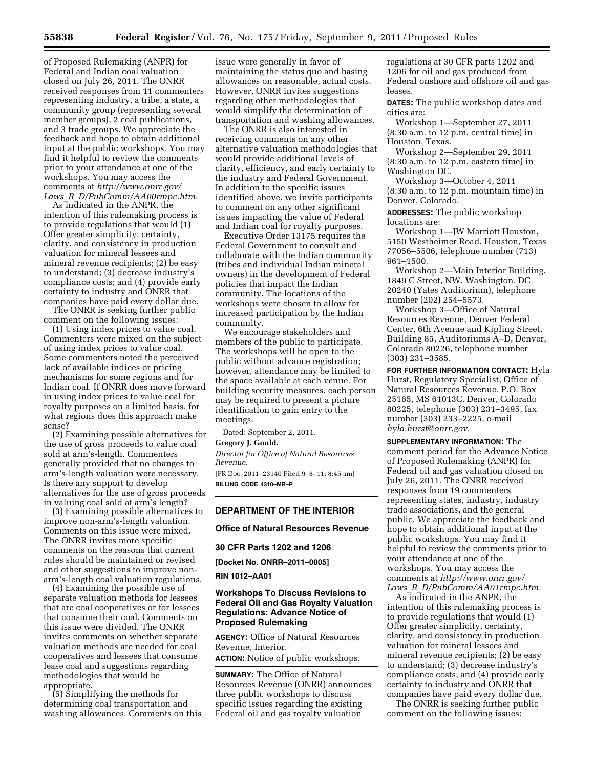of Proposed Rulemaking (ANPR) for Federal and Indian coal valuation closed on July 26, 2011. The ONRR received responses from 11 commenters representing industry, a tribe, a state, a community group (representing several member groups), 2 coal publications, and 3 trade groups. We appreciate the feedback and hope to obtain additional input at the public workshops. You may find it helpful to review the comments prior to your attendance at one of the workshops. You may access the comments at *http://www.onrr.gov/Laws_R_D/PubComm/AA00rmpc.htm.*

As indicated in the ANPR, the intention of this rulemaking process is to provide regulations that would (1) Offer greater simplicity, certainty, clarity, and consistency in production valuation for mineral lessees and mineral revenue recipients; (2) be easy to understand; (3) decrease industry's compliance costs; and (4) provide early certainty to industry and ONRR that companies have paid every dollar due.

The ONRR is seeking further public comment on the following issues:

(1) Using index prices to value coal. Commenters were mixed on the subject of using index prices to value coal. Some commenters noted the perceived lack of available indices or pricing mechanisms for some regions and for Indian coal. If ONRR does move forward in using index prices to value coal for royalty purposes on a limited basis, for what regions does this approach make sense?

(2) Examining possible alternatives for the use of gross proceeds to value coal sold at arm's-length. Commenters generally provided that no changes to arm's-length valuation were necessary. Is there any support to develop alternatives for the use of gross proceeds in valuing coal sold at arm's length?

(3) Examining possible alternatives to improve non-arm's-length valuation. Comments on this issue were mixed. The ONRR invites more specific comments on the reasons that current rules should be maintained or revised and other suggestions to improve non-arm's-length coal valuation regulations.

(4) Examining the possible use of separate valuation methods for lessees that are coal cooperatives or for lessees that consume their coal. Comments on this issue were divided. The ONRR invites comments on whether separate valuation methods are needed for coal cooperatives and lessees that consume lease coal and suggestions regarding methodologies that would be appropriate.

(5) Simplifying the methods for determining coal transportation and washing allowances. Comments on this issue were generally in favor of maintaining the status quo and basing allowances on reasonable, actual costs. However, ONRR invites suggestions regarding other methodologies that would simplify the determination of transportation and washing allowances.

The ONRR is also interested in receiving comments on any other alternative valuation methodologies that would provide additional levels of clarity, efficiency, and early certainty to the industry and Federal Government. In addition to the specific issues identified above, we invite participants to comment on any other significant issues impacting the value of Federal and Indian coal for royalty purposes.

Executive Order 13175 requires the Federal Government to consult and collaborate with the Indian community (tribes and individual Indian mineral owners) in the development of Federal policies that impact the Indian community. The locations of the workshops were chosen to allow for increased participation by the Indian community.

We encourage stakeholders and members of the public to participate. The workshops will be open to the public without advance registration; however, attendance may be limited to the space available at each venue. For building security measures, each person may be required to present a picture identification to gain entry to the meetings.

Dated: September 2, 2011.

**Gregory J. Gould,**

*Director for Office of Natural Resources Revenue.*

[FR Doc. 2011–23140 Filed 9–8–11; 8:45 am]

**BILLING CODE 4310–MR–P**

## DEPARTMENT OF THE INTERIOR

### Office of Natural Resources Revenue

### 30 CFR Parts 1202 and 1206

**[Docket No. ONRR–2011–0005]**

**RIN 1012–AA01**

### Workshops To Discuss Revisions to Federal Oil and Gas Royalty Valuation Regulations: Advance Notice of Proposed Rulemaking

**AGENCY:** Office of Natural Resources Revenue, Interior.

**ACTION:** Notice of public workshops.

**SUMMARY:** The Office of Natural Resources Revenue (ONRR) announces three public workshops to discuss specific issues regarding the existing Federal oil and gas royalty valuation regulations at 30 CFR parts 1202 and 1206 for oil and gas produced from Federal onshore and offshore oil and gas leases.

**DATES:** The public workshop dates and cities are:

Workshop 1—September 27, 2011 (8:30 a.m. to 12 p.m. central time) in Houston, Texas.

Workshop 2—September 29, 2011 (8:30 a.m. to 12 p.m. eastern time) in Washington DC.

Workshop 3—October 4, 2011 (8:30 a.m. to 12 p.m. mountain time) in Denver, Colorado.

**ADDRESSES:** The public workshop locations are:

Workshop 1—JW Marriott Houston, 5150 Westheimer Road, Houston, Texas 77056–5506, telephone number (713) 961–1500.

Workshop 2—Main Interior Building, 1849 C Street, NW, Washington, DC 20240 (Yates Auditorium), telephone number (202) 254–5573.

Workshop 3—Office of Natural Resources Revenue, Denver Federal Center, 6th Avenue and Kipling Street, Building 85, Auditoriums A–D, Denver, Colorado 80226, telephone number (303) 231–3585.

**FOR FURTHER INFORMATION CONTACT:** Hyla Hurst, Regulatory Specialist, Office of Natural Resources Revenue, P.O. Box 25165, MS 61013C, Denver, Colorado 80225, telephone (303) 231–3495, fax number (303) 233–2225, e-mail *hyla.hurst@onrr.gov.*

**SUPPLEMENTARY INFORMATION:** The comment period for the Advance Notice of Proposed Rulemaking (ANPR) for Federal oil and gas valuation closed on July 26, 2011. The ONRR received responses from 19 commenters representing states, industry, industry trade associations, and the general public. We appreciate the feedback and hope to obtain additional input at the public workshops. You may find it helpful to review the comments prior to your attendance at one of the workshops. You may access the comments at *http://www.onrr.gov/Laws_R_D/PubComm/AA01rmpc.htm.*

As indicated in the ANPR, the intention of this rulemaking process is to provide regulations that would (1) Offer greater simplicity, certainty, clarity, and consistency in production valuation for mineral lessees and mineral revenue recipients; (2) be easy to understand; (3) decrease industry's compliance costs; and (4) provide early certainty to industry and ONRR that companies have paid every dollar due.

The ONRR is seeking further public comment on the following issues: